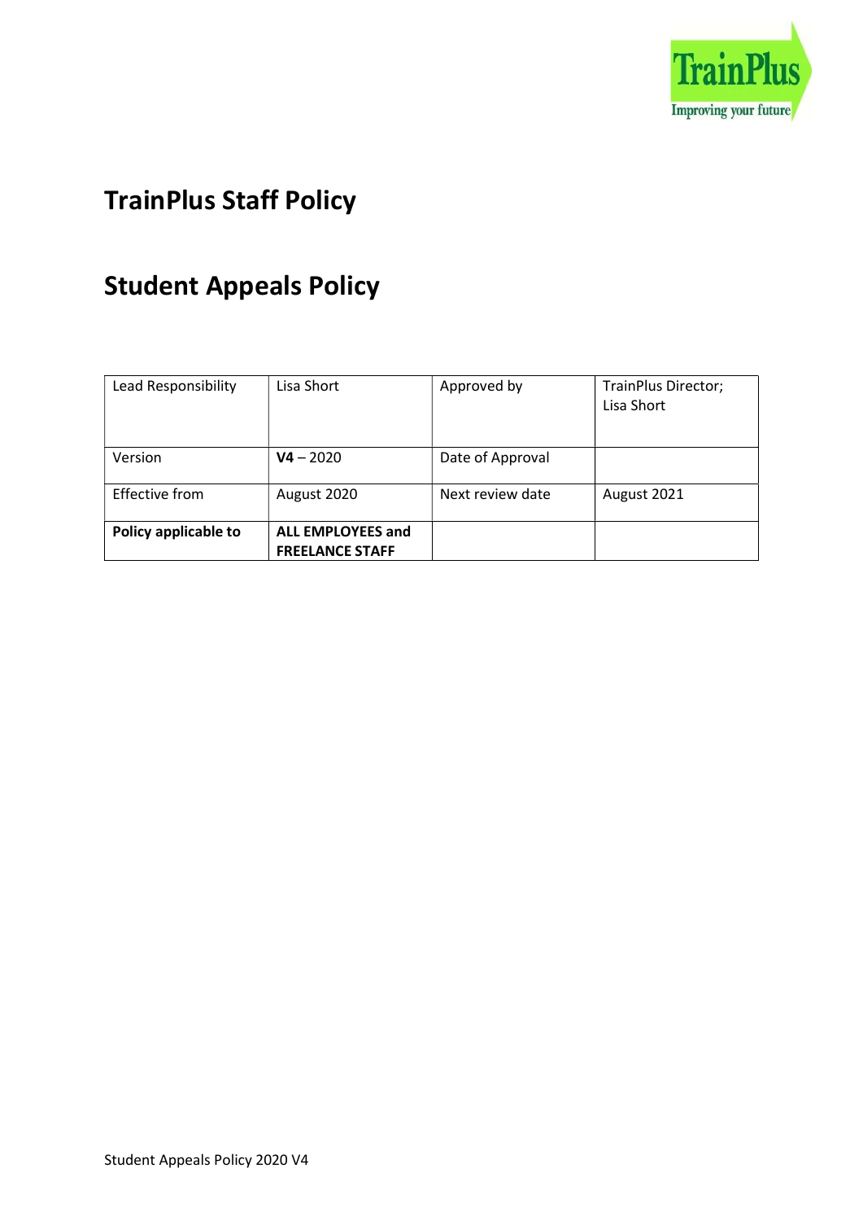# TrainPlus Staff Policy

# Student Appeals Policy

| | | | |
|---|---|---|---|
| Lead Responsibility | Lisa Short | Approved by | TrainPlus Director; Lisa Short |
| Version | **V4** – 2020 | Date of Approval | |
| Effective from | August 2020 | Next review date | August 2021 |
| **Policy applicable to** | **ALL EMPLOYEES and FREELANCE STAFF** | | |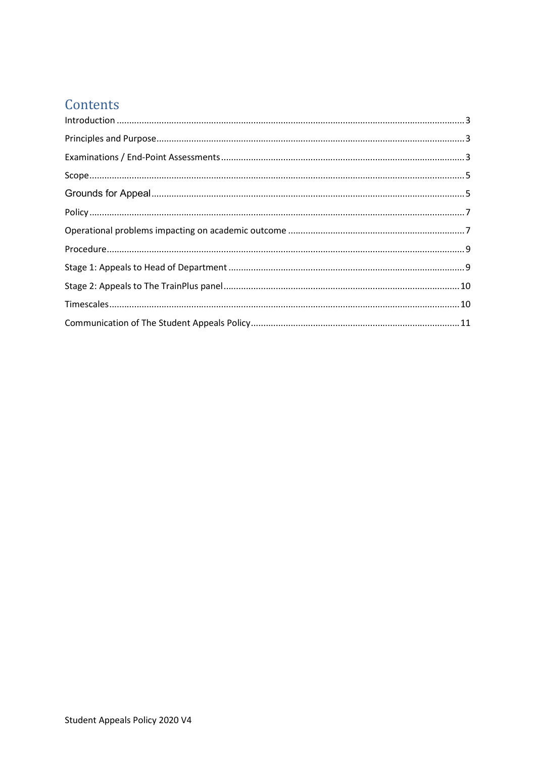# Contents

Introduction .......... 3

Principles and Purpose .......... 3

Examinations / End-Point Assessments .......... 3

Scope .......... 5

Grounds for Appeal .......... 5

Policy .......... 7

Operational problems impacting on academic outcome .......... 7

Procedure .......... 9

Stage 1: Appeals to Head of Department .......... 9

Stage 2: Appeals to The TrainPlus panel .......... 10

Timescales .......... 10

Communication of The Student Appeals Policy .......... 11

Student Appeals Policy 2020 V4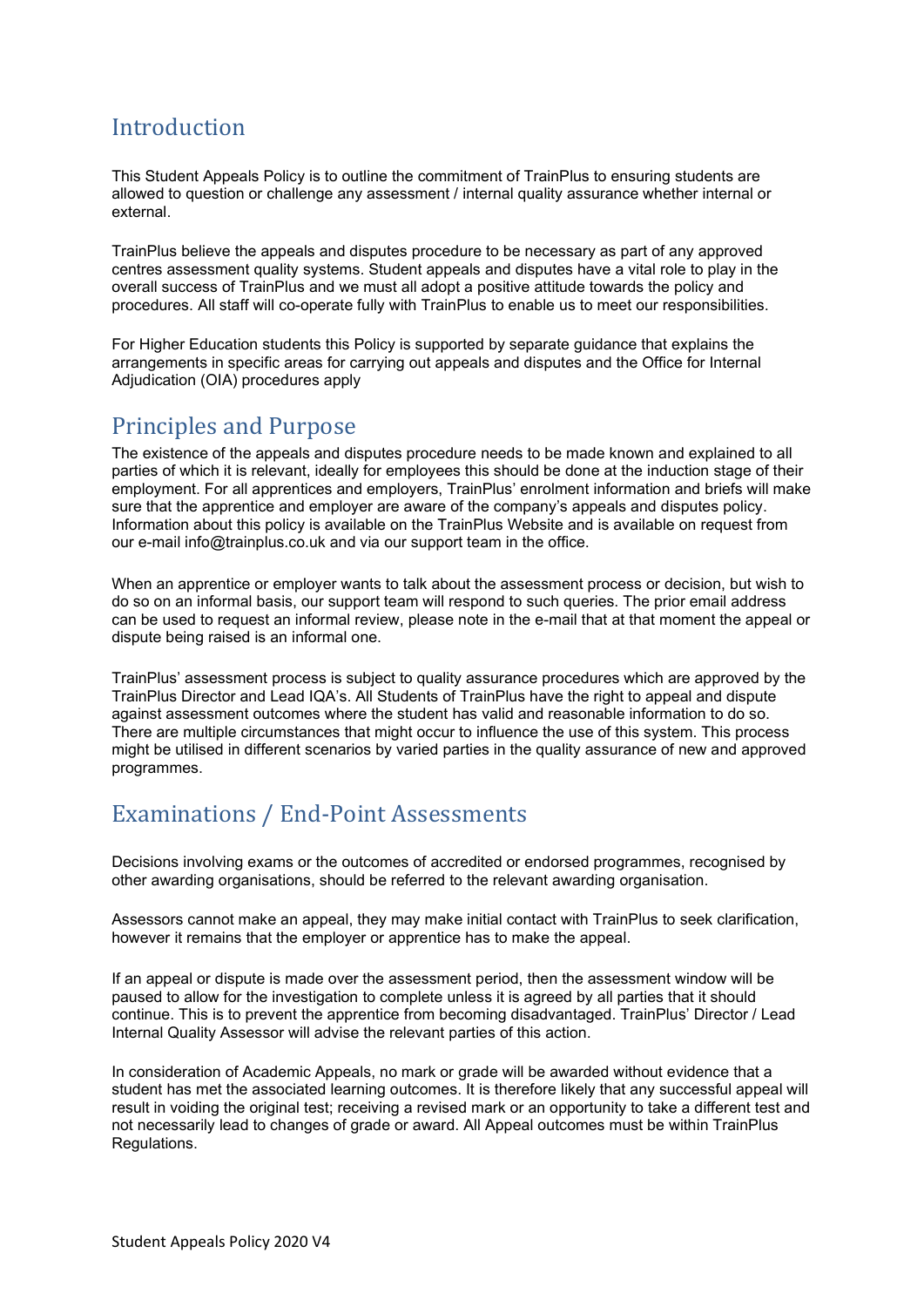## Introduction

This Student Appeals Policy is to outline the commitment of TrainPlus to ensuring students are allowed to question or challenge any assessment / internal quality assurance whether internal or external.

TrainPlus believe the appeals and disputes procedure to be necessary as part of any approved centres assessment quality systems. Student appeals and disputes have a vital role to play in the overall success of TrainPlus and we must all adopt a positive attitude towards the policy and procedures. All staff will co-operate fully with TrainPlus to enable us to meet our responsibilities.

For Higher Education students this Policy is supported by separate guidance that explains the arrangements in specific areas for carrying out appeals and disputes and the Office for Internal Adjudication (OIA) procedures apply

## Principles and Purpose

The existence of the appeals and disputes procedure needs to be made known and explained to all parties of which it is relevant, ideally for employees this should be done at the induction stage of their employment. For all apprentices and employers, TrainPlus' enrolment information and briefs will make sure that the apprentice and employer are aware of the company's appeals and disputes policy. Information about this policy is available on the TrainPlus Website and is available on request from our e-mail info@trainplus.co.uk and via our support team in the office.

When an apprentice or employer wants to talk about the assessment process or decision, but wish to do so on an informal basis, our support team will respond to such queries. The prior email address can be used to request an informal review, please note in the e-mail that at that moment the appeal or dispute being raised is an informal one.

TrainPlus' assessment process is subject to quality assurance procedures which are approved by the TrainPlus Director and Lead IQA's. All Students of TrainPlus have the right to appeal and dispute against assessment outcomes where the student has valid and reasonable information to do so. There are multiple circumstances that might occur to influence the use of this system. This process might be utilised in different scenarios by varied parties in the quality assurance of new and approved programmes.

## Examinations / End-Point Assessments

Decisions involving exams or the outcomes of accredited or endorsed programmes, recognised by other awarding organisations, should be referred to the relevant awarding organisation.

Assessors cannot make an appeal, they may make initial contact with TrainPlus to seek clarification, however it remains that the employer or apprentice has to make the appeal.

If an appeal or dispute is made over the assessment period, then the assessment window will be paused to allow for the investigation to complete unless it is agreed by all parties that it should continue. This is to prevent the apprentice from becoming disadvantaged. TrainPlus' Director / Lead Internal Quality Assessor will advise the relevant parties of this action.

In consideration of Academic Appeals, no mark or grade will be awarded without evidence that a student has met the associated learning outcomes. It is therefore likely that any successful appeal will result in voiding the original test; receiving a revised mark or an opportunity to take a different test and not necessarily lead to changes of grade or award. All Appeal outcomes must be within TrainPlus Regulations.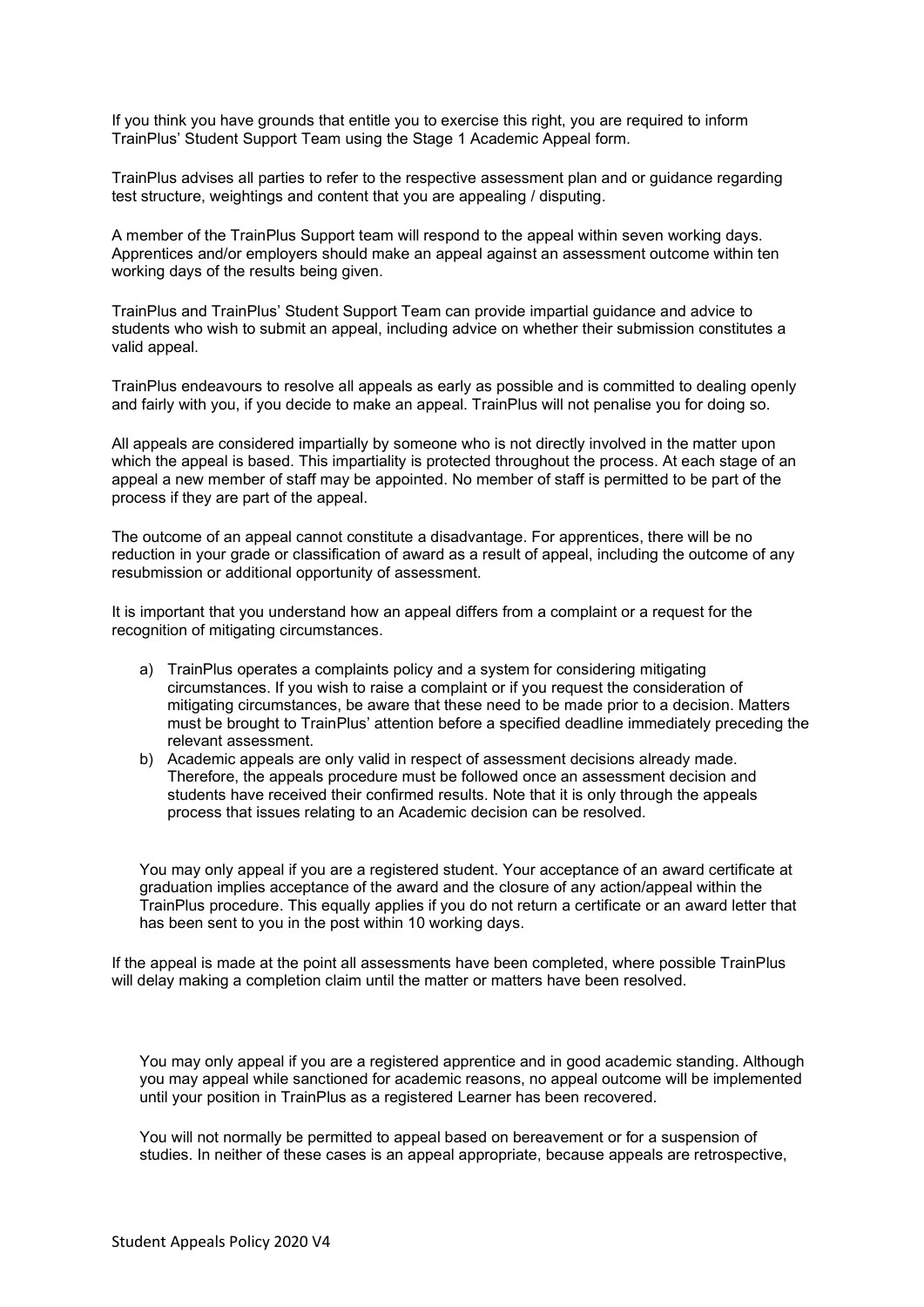If you think you have grounds that entitle you to exercise this right, you are required to inform TrainPlus' Student Support Team using the Stage 1 Academic Appeal form.

TrainPlus advises all parties to refer to the respective assessment plan and or guidance regarding test structure, weightings and content that you are appealing / disputing.

A member of the TrainPlus Support team will respond to the appeal within seven working days. Apprentices and/or employers should make an appeal against an assessment outcome within ten working days of the results being given.

TrainPlus and TrainPlus' Student Support Team can provide impartial guidance and advice to students who wish to submit an appeal, including advice on whether their submission constitutes a valid appeal.

TrainPlus endeavours to resolve all appeals as early as possible and is committed to dealing openly and fairly with you, if you decide to make an appeal. TrainPlus will not penalise you for doing so.

All appeals are considered impartially by someone who is not directly involved in the matter upon which the appeal is based. This impartiality is protected throughout the process. At each stage of an appeal a new member of staff may be appointed. No member of staff is permitted to be part of the process if they are part of the appeal.

The outcome of an appeal cannot constitute a disadvantage. For apprentices, there will be no reduction in your grade or classification of award as a result of appeal, including the outcome of any resubmission or additional opportunity of assessment.

It is important that you understand how an appeal differs from a complaint or a request for the recognition of mitigating circumstances.

a) TrainPlus operates a complaints policy and a system for considering mitigating circumstances. If you wish to raise a complaint or if you request the consideration of mitigating circumstances, be aware that these need to be made prior to a decision. Matters must be brought to TrainPlus' attention before a specified deadline immediately preceding the relevant assessment.
b) Academic appeals are only valid in respect of assessment decisions already made. Therefore, the appeals procedure must be followed once an assessment decision and students have received their confirmed results. Note that it is only through the appeals process that issues relating to an Academic decision can be resolved.

You may only appeal if you are a registered student. Your acceptance of an award certificate at graduation implies acceptance of the award and the closure of any action/appeal within the TrainPlus procedure. This equally applies if you do not return a certificate or an award letter that has been sent to you in the post within 10 working days.

If the appeal is made at the point all assessments have been completed, where possible TrainPlus will delay making a completion claim until the matter or matters have been resolved.

You may only appeal if you are a registered apprentice and in good academic standing. Although you may appeal while sanctioned for academic reasons, no appeal outcome will be implemented until your position in TrainPlus as a registered Learner has been recovered.

You will not normally be permitted to appeal based on bereavement or for a suspension of studies. In neither of these cases is an appeal appropriate, because appeals are retrospective,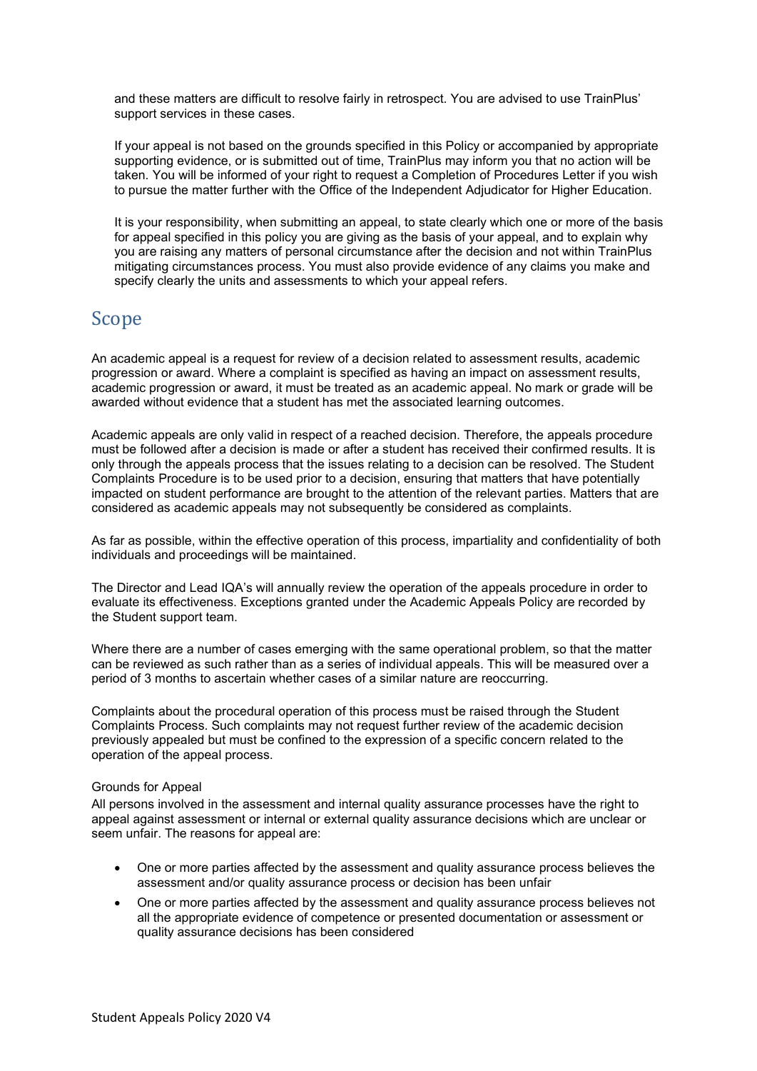and these matters are difficult to resolve fairly in retrospect. You are advised to use TrainPlus' support services in these cases.

If your appeal is not based on the grounds specified in this Policy or accompanied by appropriate supporting evidence, or is submitted out of time, TrainPlus may inform you that no action will be taken. You will be informed of your right to request a Completion of Procedures Letter if you wish to pursue the matter further with the Office of the Independent Adjudicator for Higher Education.

It is your responsibility, when submitting an appeal, to state clearly which one or more of the basis for appeal specified in this policy you are giving as the basis of your appeal, and to explain why you are raising any matters of personal circumstance after the decision and not within TrainPlus mitigating circumstances process. You must also provide evidence of any claims you make and specify clearly the units and assessments to which your appeal refers.

## Scope

An academic appeal is a request for review of a decision related to assessment results, academic progression or award. Where a complaint is specified as having an impact on assessment results, academic progression or award, it must be treated as an academic appeal. No mark or grade will be awarded without evidence that a student has met the associated learning outcomes.

Academic appeals are only valid in respect of a reached decision. Therefore, the appeals procedure must be followed after a decision is made or after a student has received their confirmed results. It is only through the appeals process that the issues relating to a decision can be resolved. The Student Complaints Procedure is to be used prior to a decision, ensuring that matters that have potentially impacted on student performance are brought to the attention of the relevant parties. Matters that are considered as academic appeals may not subsequently be considered as complaints.

As far as possible, within the effective operation of this process, impartiality and confidentiality of both individuals and proceedings will be maintained.

The Director and Lead IQA's will annually review the operation of the appeals procedure in order to evaluate its effectiveness. Exceptions granted under the Academic Appeals Policy are recorded by the Student support team.

Where there are a number of cases emerging with the same operational problem, so that the matter can be reviewed as such rather than as a series of individual appeals. This will be measured over a period of 3 months to ascertain whether cases of a similar nature are reoccurring.

Complaints about the procedural operation of this process must be raised through the Student Complaints Process. Such complaints may not request further review of the academic decision previously appealed but must be confined to the expression of a specific concern related to the operation of the appeal process.

Grounds for Appeal

All persons involved in the assessment and internal quality assurance processes have the right to appeal against assessment or internal or external quality assurance decisions which are unclear or seem unfair. The reasons for appeal are:

- One or more parties affected by the assessment and quality assurance process believes the assessment and/or quality assurance process or decision has been unfair
- One or more parties affected by the assessment and quality assurance process believes not all the appropriate evidence of competence or presented documentation or assessment or quality assurance decisions has been considered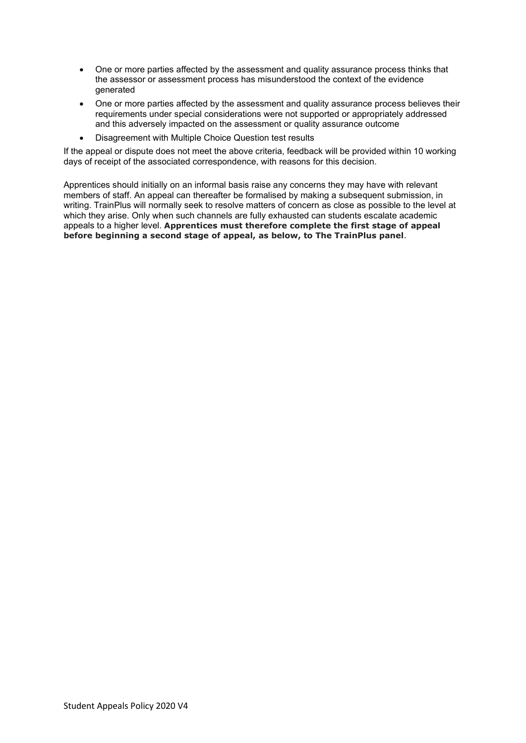- One or more parties affected by the assessment and quality assurance process thinks that the assessor or assessment process has misunderstood the context of the evidence generated
- One or more parties affected by the assessment and quality assurance process believes their requirements under special considerations were not supported or appropriately addressed and this adversely impacted on the assessment or quality assurance outcome
- Disagreement with Multiple Choice Question test results

If the appeal or dispute does not meet the above criteria, feedback will be provided within 10 working days of receipt of the associated correspondence, with reasons for this decision.

Apprentices should initially on an informal basis raise any concerns they may have with relevant members of staff. An appeal can thereafter be formalised by making a subsequent submission, in writing. TrainPlus will normally seek to resolve matters of concern as close as possible to the level at which they arise. Only when such channels are fully exhausted can students escalate academic appeals to a higher level. **Apprentices must therefore complete the first stage of appeal before beginning a second stage of appeal, as below, to The TrainPlus panel**.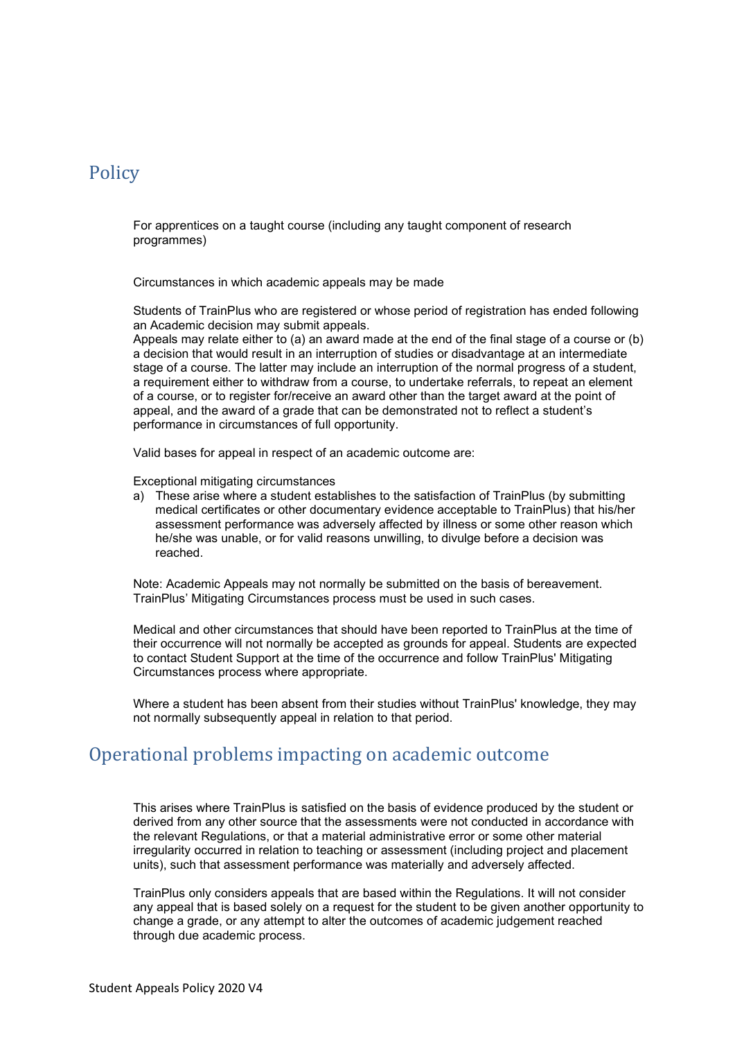## Policy

For apprentices on a taught course (including any taught component of research programmes)

Circumstances in which academic appeals may be made

Students of TrainPlus who are registered or whose period of registration has ended following an Academic decision may submit appeals.
Appeals may relate either to (a) an award made at the end of the final stage of a course or (b) a decision that would result in an interruption of studies or disadvantage at an intermediate stage of a course. The latter may include an interruption of the normal progress of a student, a requirement either to withdraw from a course, to undertake referrals, to repeat an element of a course, or to register for/receive an award other than the target award at the point of appeal, and the award of a grade that can be demonstrated not to reflect a student's performance in circumstances of full opportunity.

Valid bases for appeal in respect of an academic outcome are:

Exceptional mitigating circumstances

a) These arise where a student establishes to the satisfaction of TrainPlus (by submitting medical certificates or other documentary evidence acceptable to TrainPlus) that his/her assessment performance was adversely affected by illness or some other reason which he/she was unable, or for valid reasons unwilling, to divulge before a decision was reached.

Note: Academic Appeals may not normally be submitted on the basis of bereavement. TrainPlus' Mitigating Circumstances process must be used in such cases.

Medical and other circumstances that should have been reported to TrainPlus at the time of their occurrence will not normally be accepted as grounds for appeal. Students are expected to contact Student Support at the time of the occurrence and follow TrainPlus' Mitigating Circumstances process where appropriate.

Where a student has been absent from their studies without TrainPlus' knowledge, they may not normally subsequently appeal in relation to that period.

## Operational problems impacting on academic outcome

This arises where TrainPlus is satisfied on the basis of evidence produced by the student or derived from any other source that the assessments were not conducted in accordance with the relevant Regulations, or that a material administrative error or some other material irregularity occurred in relation to teaching or assessment (including project and placement units), such that assessment performance was materially and adversely affected.

TrainPlus only considers appeals that are based within the Regulations. It will not consider any appeal that is based solely on a request for the student to be given another opportunity to change a grade, or any attempt to alter the outcomes of academic judgement reached through due academic process.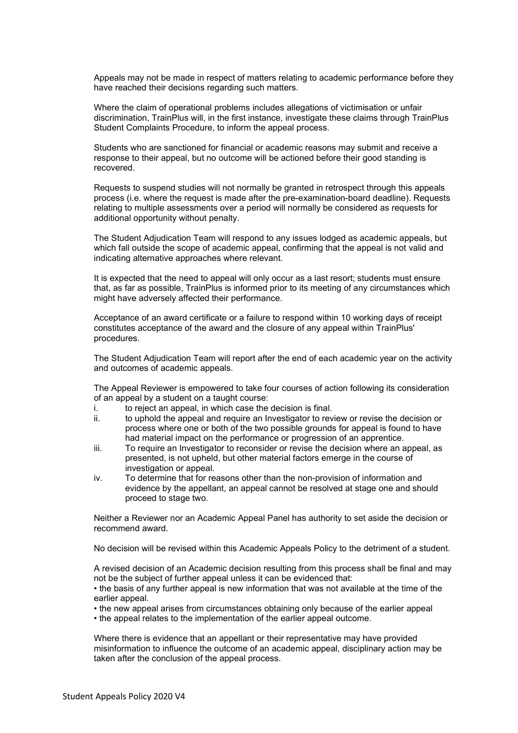Appeals may not be made in respect of matters relating to academic performance before they have reached their decisions regarding such matters.

Where the claim of operational problems includes allegations of victimisation or unfair discrimination, TrainPlus will, in the first instance, investigate these claims through TrainPlus Student Complaints Procedure, to inform the appeal process.

Students who are sanctioned for financial or academic reasons may submit and receive a response to their appeal, but no outcome will be actioned before their good standing is recovered.

Requests to suspend studies will not normally be granted in retrospect through this appeals process (i.e. where the request is made after the pre-examination-board deadline). Requests relating to multiple assessments over a period will normally be considered as requests for additional opportunity without penalty.

The Student Adjudication Team will respond to any issues lodged as academic appeals, but which fall outside the scope of academic appeal, confirming that the appeal is not valid and indicating alternative approaches where relevant.

It is expected that the need to appeal will only occur as a last resort; students must ensure that, as far as possible, TrainPlus is informed prior to its meeting of any circumstances which might have adversely affected their performance.

Acceptance of an award certificate or a failure to respond within 10 working days of receipt constitutes acceptance of the award and the closure of any appeal within TrainPlus' procedures.

The Student Adjudication Team will report after the end of each academic year on the activity and outcomes of academic appeals.

The Appeal Reviewer is empowered to take four courses of action following its consideration of an appeal by a student on a taught course:

i. to reject an appeal, in which case the decision is final.
ii. to uphold the appeal and require an Investigator to review or revise the decision or process where one or both of the two possible grounds for appeal is found to have had material impact on the performance or progression of an apprentice.
iii. To require an Investigator to reconsider or revise the decision where an appeal, as presented, is not upheld, but other material factors emerge in the course of investigation or appeal.
iv. To determine that for reasons other than the non-provision of information and evidence by the appellant, an appeal cannot be resolved at stage one and should proceed to stage two.

Neither a Reviewer nor an Academic Appeal Panel has authority to set aside the decision or recommend award.

No decision will be revised within this Academic Appeals Policy to the detriment of a student.

A revised decision of an Academic decision resulting from this process shall be final and may not be the subject of further appeal unless it can be evidenced that:

• the basis of any further appeal is new information that was not available at the time of the earlier appeal.
• the new appeal arises from circumstances obtaining only because of the earlier appeal
• the appeal relates to the implementation of the earlier appeal outcome.

Where there is evidence that an appellant or their representative may have provided misinformation to influence the outcome of an academic appeal, disciplinary action may be taken after the conclusion of the appeal process.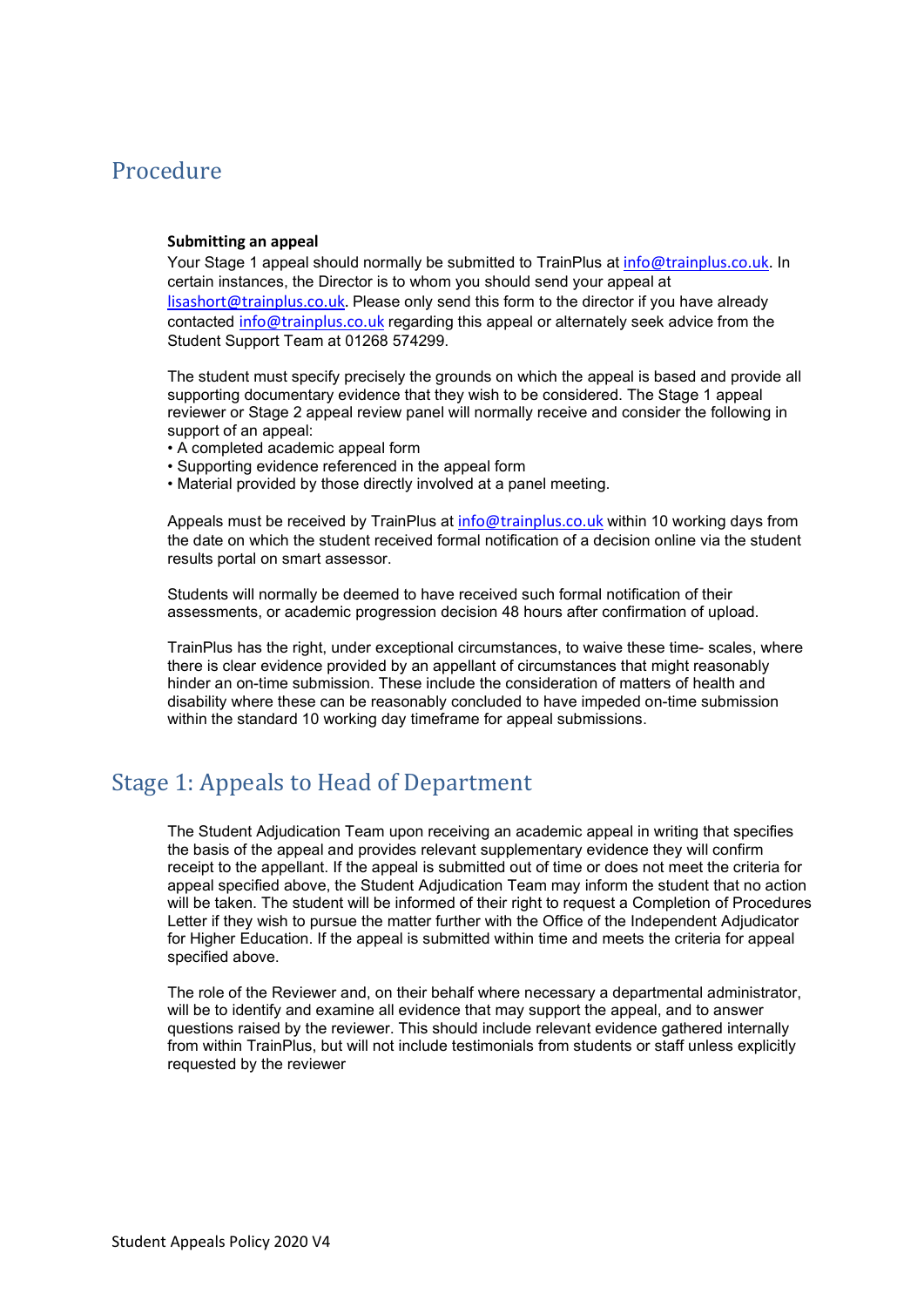## Procedure

**Submitting an appeal**

Your Stage 1 appeal should normally be submitted to TrainPlus at info@trainplus.co.uk. In certain instances, the Director is to whom you should send your appeal at lisashort@trainplus.co.uk. Please only send this form to the director if you have already contacted info@trainplus.co.uk regarding this appeal or alternately seek advice from the Student Support Team at 01268 574299.

The student must specify precisely the grounds on which the appeal is based and provide all supporting documentary evidence that they wish to be considered. The Stage 1 appeal reviewer or Stage 2 appeal review panel will normally receive and consider the following in support of an appeal:

- A completed academic appeal form
- Supporting evidence referenced in the appeal form
- Material provided by those directly involved at a panel meeting.

Appeals must be received by TrainPlus at info@trainplus.co.uk within 10 working days from the date on which the student received formal notification of a decision online via the student results portal on smart assessor.

Students will normally be deemed to have received such formal notification of their assessments, or academic progression decision 48 hours after confirmation of upload.

TrainPlus has the right, under exceptional circumstances, to waive these time- scales, where there is clear evidence provided by an appellant of circumstances that might reasonably hinder an on-time submission. These include the consideration of matters of health and disability where these can be reasonably concluded to have impeded on-time submission within the standard 10 working day timeframe for appeal submissions.

## Stage 1: Appeals to Head of Department

The Student Adjudication Team upon receiving an academic appeal in writing that specifies the basis of the appeal and provides relevant supplementary evidence they will confirm receipt to the appellant. If the appeal is submitted out of time or does not meet the criteria for appeal specified above, the Student Adjudication Team may inform the student that no action will be taken. The student will be informed of their right to request a Completion of Procedures Letter if they wish to pursue the matter further with the Office of the Independent Adjudicator for Higher Education. If the appeal is submitted within time and meets the criteria for appeal specified above.

The role of the Reviewer and, on their behalf where necessary a departmental administrator, will be to identify and examine all evidence that may support the appeal, and to answer questions raised by the reviewer. This should include relevant evidence gathered internally from within TrainPlus, but will not include testimonials from students or staff unless explicitly requested by the reviewer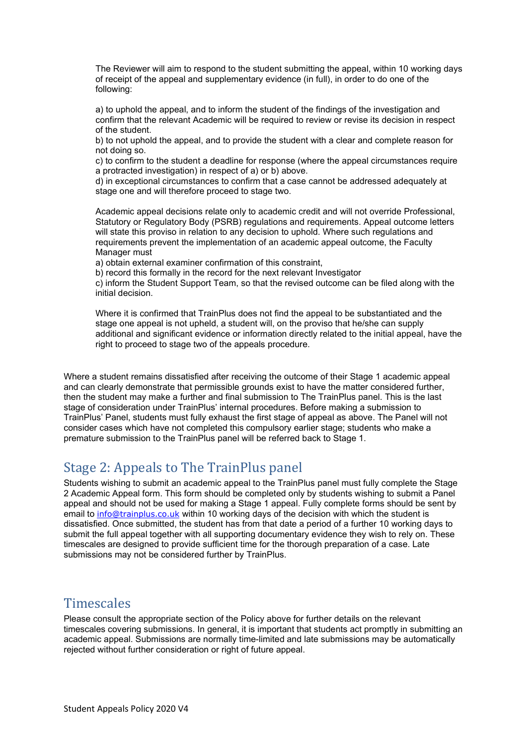The Reviewer will aim to respond to the student submitting the appeal, within 10 working days of receipt of the appeal and supplementary evidence (in full), in order to do one of the following:

a) to uphold the appeal, and to inform the student of the findings of the investigation and confirm that the relevant Academic will be required to review or revise its decision in respect of the student.
b) to not uphold the appeal, and to provide the student with a clear and complete reason for not doing so.
c) to confirm to the student a deadline for response (where the appeal circumstances require a protracted investigation) in respect of a) or b) above.
d) in exceptional circumstances to confirm that a case cannot be addressed adequately at stage one and will therefore proceed to stage two.

Academic appeal decisions relate only to academic credit and will not override Professional, Statutory or Regulatory Body (PSRB) regulations and requirements. Appeal outcome letters will state this proviso in relation to any decision to uphold. Where such regulations and requirements prevent the implementation of an academic appeal outcome, the Faculty Manager must
a) obtain external examiner confirmation of this constraint,
b) record this formally in the record for the next relevant Investigator
c) inform the Student Support Team, so that the revised outcome can be filed along with the initial decision.

Where it is confirmed that TrainPlus does not find the appeal to be substantiated and the stage one appeal is not upheld, a student will, on the proviso that he/she can supply additional and significant evidence or information directly related to the initial appeal, have the right to proceed to stage two of the appeals procedure.

Where a student remains dissatisfied after receiving the outcome of their Stage 1 academic appeal and can clearly demonstrate that permissible grounds exist to have the matter considered further, then the student may make a further and final submission to The TrainPlus panel. This is the last stage of consideration under TrainPlus' internal procedures. Before making a submission to TrainPlus' Panel, students must fully exhaust the first stage of appeal as above. The Panel will not consider cases which have not completed this compulsory earlier stage; students who make a premature submission to the TrainPlus panel will be referred back to Stage 1.

## Stage 2: Appeals to The TrainPlus panel

Students wishing to submit an academic appeal to the TrainPlus panel must fully complete the Stage 2 Academic Appeal form. This form should be completed only by students wishing to submit a Panel appeal and should not be used for making a Stage 1 appeal. Fully complete forms should be sent by email to info@trainplus.co.uk within 10 working days of the decision with which the student is dissatisfied. Once submitted, the student has from that date a period of a further 10 working days to submit the full appeal together with all supporting documentary evidence they wish to rely on. These timescales are designed to provide sufficient time for the thorough preparation of a case. Late submissions may not be considered further by TrainPlus.

## Timescales

Please consult the appropriate section of the Policy above for further details on the relevant timescales covering submissions. In general, it is important that students act promptly in submitting an academic appeal. Submissions are normally time-limited and late submissions may be automatically rejected without further consideration or right of future appeal.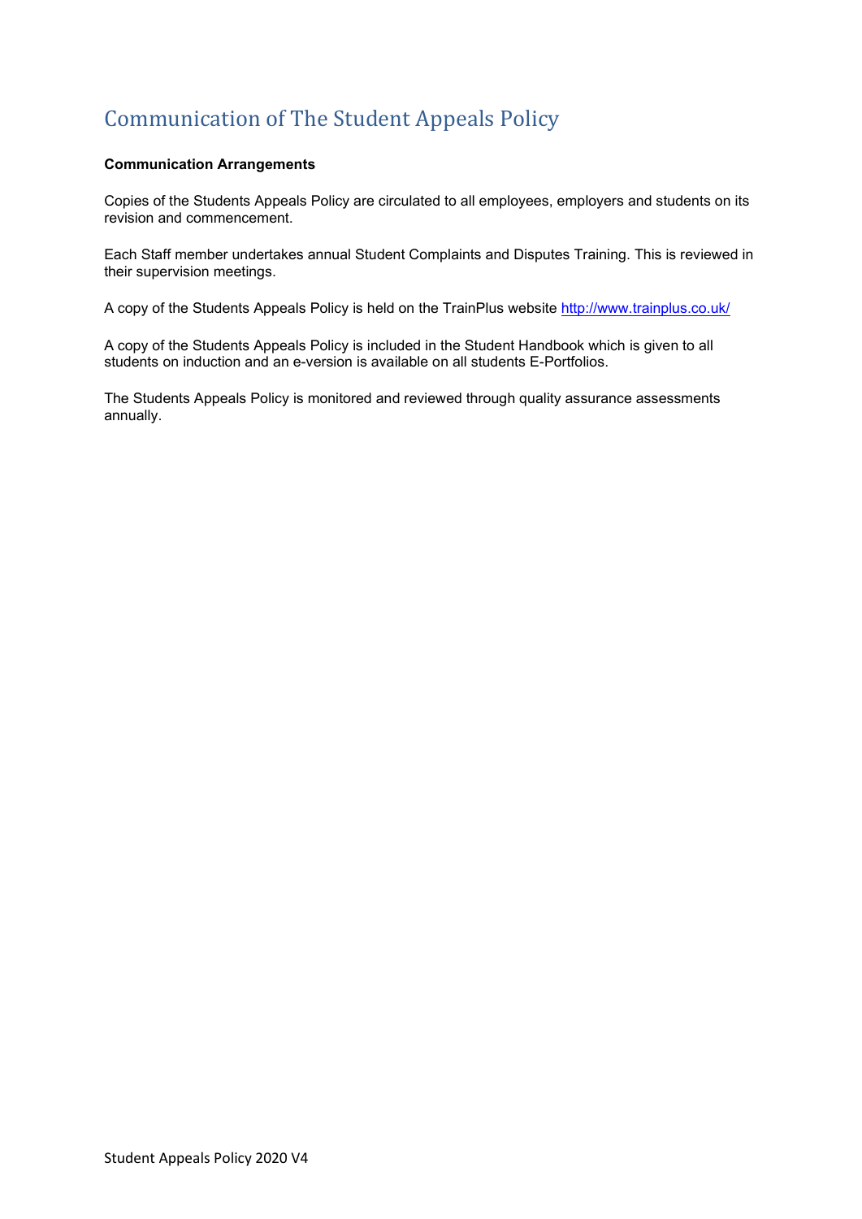# Communication of The Student Appeals Policy

**Communication Arrangements**

Copies of the Students Appeals Policy are circulated to all employees, employers and students on its revision and commencement.

Each Staff member undertakes annual Student Complaints and Disputes Training. This is reviewed in their supervision meetings.

A copy of the Students Appeals Policy is held on the TrainPlus website http://www.trainplus.co.uk/

A copy of the Students Appeals Policy is included in the Student Handbook which is given to all students on induction and an e-version is available on all students E-Portfolios.

The Students Appeals Policy is monitored and reviewed through quality assurance assessments annually.